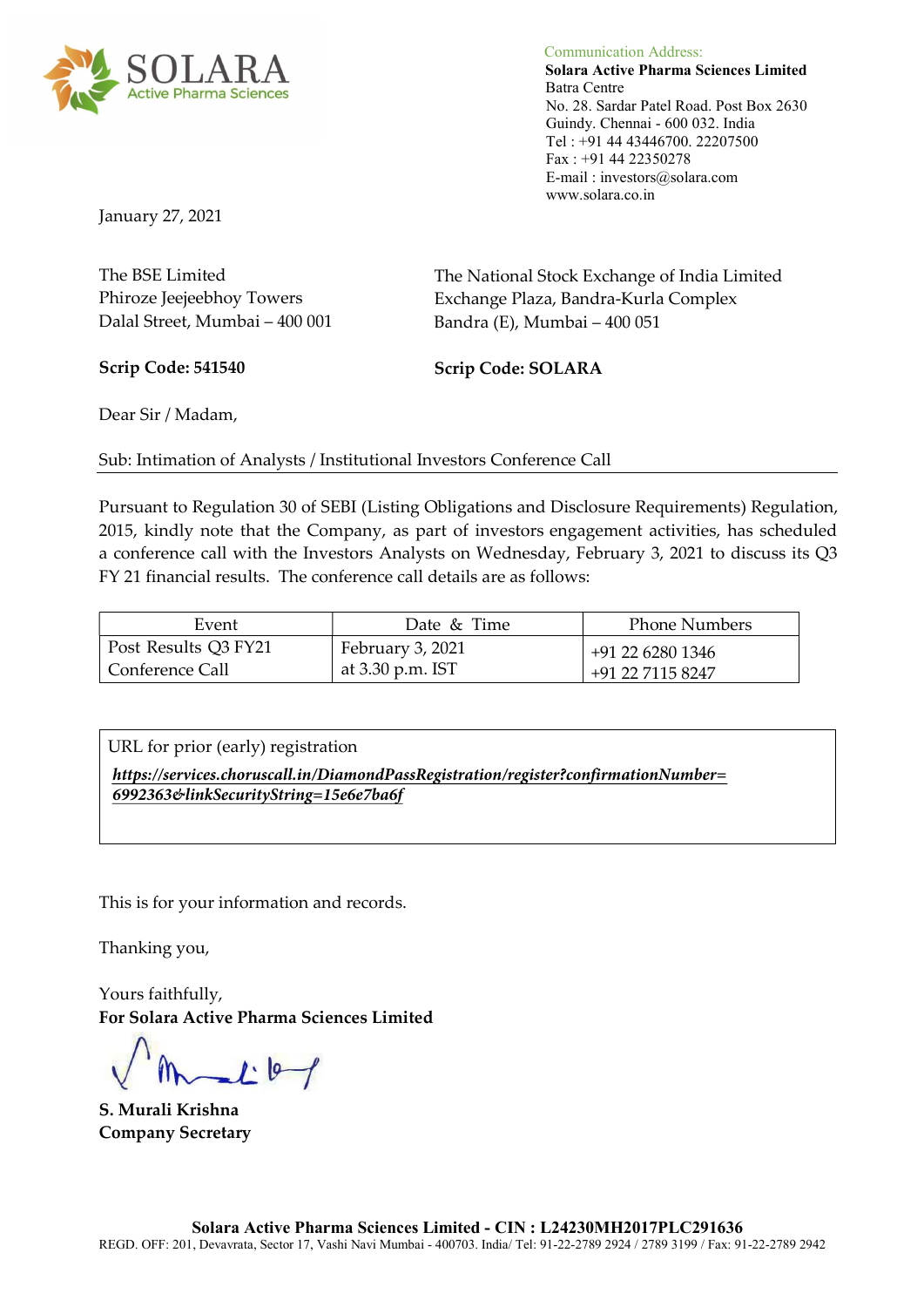SOLARA Active Pharma Sciences

Communication Address:
**Solara Active Pharma Sciences Limited**
Batra Centre
No. 28. Sardar Patel Road. Post Box 2630
Guindy. Chennai - 600 032. India
Tel : +91 44 43446700. 22207500
Fax : +91 44 22350278
E-mail : investors@solara.com
www.solara.co.in

January 27, 2021

The BSE Limited
Phiroze Jeejeebhoy Towers
Dalal Street, Mumbai – 400 001

**Scrip Code: 541540**

The National Stock Exchange of India Limited
Exchange Plaza, Bandra-Kurla Complex
Bandra (E), Mumbai – 400 051

**Scrip Code: SOLARA**

Dear Sir / Madam,

Sub: Intimation of Analysts / Institutional Investors Conference Call

Pursuant to Regulation 30 of SEBI (Listing Obligations and Disclosure Requirements) Regulation, 2015, kindly note that the Company, as part of investors engagement activities, has scheduled a conference call with the Investors Analysts on Wednesday, February 3, 2021 to discuss its Q3 FY 21 financial results. The conference call details are as follows:

| Event | Date & Time | Phone Numbers |
|---|---|---|
| Post Results Q3 FY21 Conference Call | February 3, 2021 at 3.30 p.m. IST | +91 22 6280 1346<br>+91 22 7115 8247 |

| URL for prior (early) registration |
|---|
| ***https://services.choruscall.in/DiamondPassRegistration/register?confirmationNumber=6992363&linkSecurityString=15e6e7ba6f*** |

This is for your information and records.

Thanking you,

Yours faithfully,
**For Solara Active Pharma Sciences Limited**

**S. Murali Krishna**
**Company Secretary**

**Solara Active Pharma Sciences Limited - CIN : L24230MH2017PLC291636**
REGD. OFF: 201, Devavrata, Sector 17, Vashi Navi Mumbai - 400703. India/ Tel: 91-22-2789 2924 / 2789 3199 / Fax: 91-22-2789 2942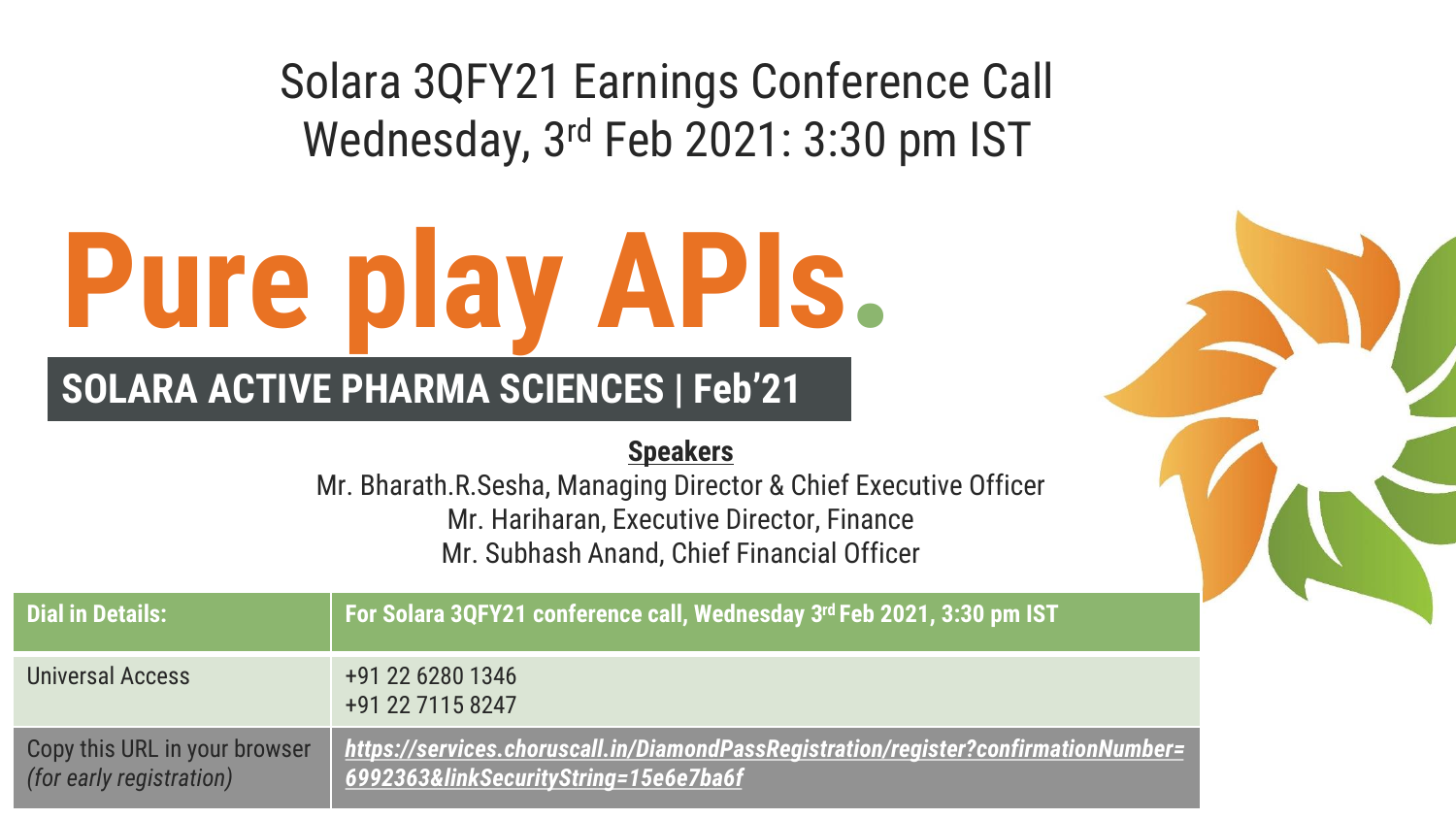# Solara 3QFY21 Earnings Conference Call
## Wednesday, 3rd Feb 2021: 3:30 pm IST

# Pure play APIs.

## SOLARA ACTIVE PHARMA SCIENCES | Feb'21

**Speakers**

Mr. Bharath.R.Sesha, Managing Director & Chief Executive Officer
Mr. Hariharan, Executive Director, Finance
Mr. Subhash Anand, Chief Financial Officer

| Dial in Details: | For Solara 3QFY21 conference call, Wednesday 3rd Feb 2021, 3:30 pm IST |
|---|---|
| Universal Access | +91 22 6280 1346<br>+91 22 7115 8247 |
| Copy this URL in your browser *(for early registration)* | ***https://services.choruscall.in/DiamondPassRegistration/register?confirmationNumber=6992363&linkSecurityString=15e6e7ba6f*** |